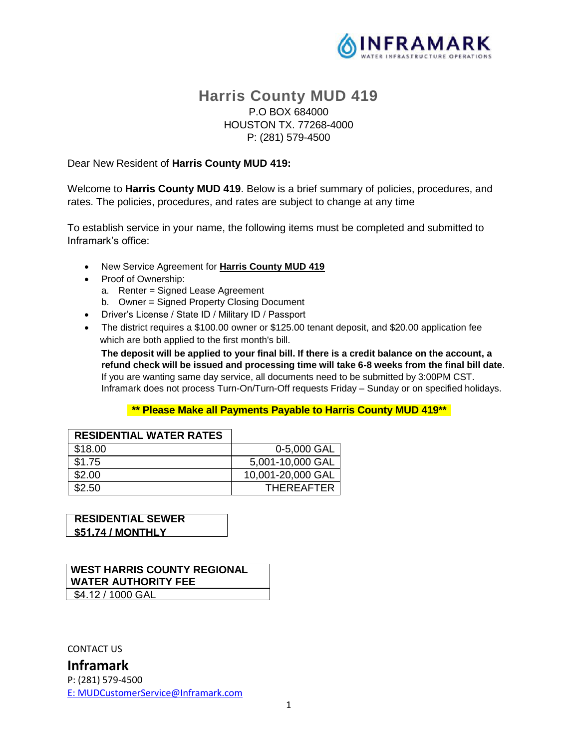INFRAMARK
WATER INFRASTRUCTURE OPERATIONS

# Harris County MUD 419

P.O BOX 684000
HOUSTON TX. 77268-4000
P: (281) 579-4500

Dear New Resident of **Harris County MUD 419:**

Welcome to **Harris County MUD 419**. Below is a brief summary of policies, procedures, and rates. The policies, procedures, and rates are subject to change at any time

To establish service in your name, the following items must be completed and submitted to Inframark's office:

- New Service Agreement for **Harris County MUD 419**
- Proof of Ownership:
  a. Renter = Signed Lease Agreement
  b. Owner = Signed Property Closing Document
- Driver's License / State ID / Military ID / Passport
- The district requires a $100.00 owner or $125.00 tenant deposit, and $20.00 application fee which are both applied to the first month's bill.

  **The deposit will be applied to your final bill. If there is a credit balance on the account, a refund check will be issued and processing time will take 6-8 weeks from the final bill date**. If you are wanting same day service, all documents need to be submitted by 3:00PM CST. Inframark does not process Turn-On/Turn-Off requests Friday – Sunday or on specified holidays.

**\*\* Please Make all Payments Payable to Harris County MUD 419\*\***

| RESIDENTIAL WATER RATES | |
|---|---|
| $18.00 | 0-5,000 GAL |
| $1.75 | 5,001-10,000 GAL |
| $2.00 | 10,001-20,000 GAL |
| $2.50 | THEREAFTER |

| RESIDENTIAL SEWER |
|---|
| $51.74 / MONTHLY |

| WEST HARRIS COUNTY REGIONAL WATER AUTHORITY FEE |
|---|
| $4.12 / 1000 GAL |

CONTACT US

**Inframark**

P: (281) 579-4500

E: MUDCustomerService@Inframark.com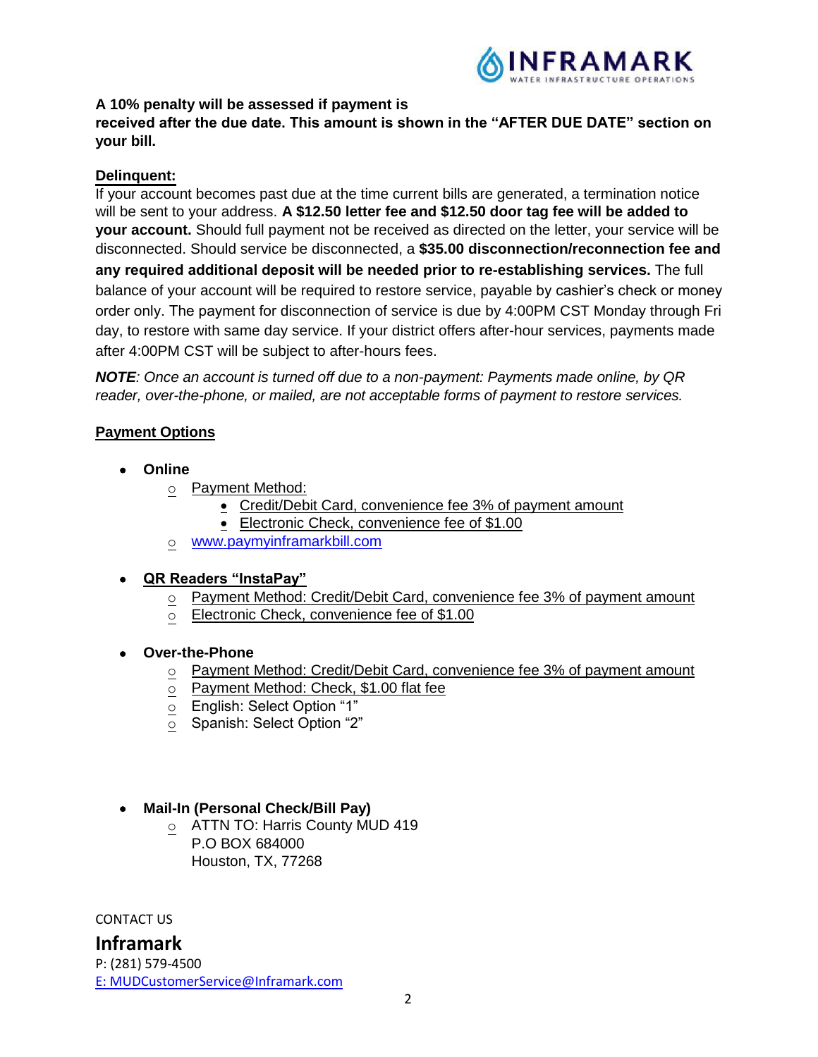**A 10% penalty will be assessed if payment is received after the due date. This amount is shown in the "AFTER DUE DATE" section on your bill.**

**Delinquent:**

If your account becomes past due at the time current bills are generated, a termination notice will be sent to your address. **A $12.50 letter fee and $12.50 door tag fee will be added to your account.** Should full payment not be received as directed on the letter, your service will be disconnected. Should service be disconnected, a **$35.00 disconnection/reconnection fee and any required additional deposit will be needed prior to re-establishing services.** The full balance of your account will be required to restore service, payable by cashier's check or money order only. The payment for disconnection of service is due by 4:00PM CST Monday through Friday, to restore with same day service. If your district offers after-hour services, payments made after 4:00PM CST will be subject to after-hours fees.

***NOTE**: Once an account is turned off due to a non-payment: Payments made online, by QR reader, over-the-phone, or mailed, are not acceptable forms of payment to restore services.*

**Payment Options**

- **Online**
  - Payment Method:
    - Credit/Debit Card, convenience fee 3% of payment amount
    - Electronic Check, convenience fee of $1.00
  - www.paymyinframarkbill.com

- **QR Readers "InstaPay"**
  - Payment Method: Credit/Debit Card, convenience fee 3% of payment amount
  - Electronic Check, convenience fee of $1.00

- **Over-the-Phone**
  - Payment Method: Credit/Debit Card, convenience fee 3% of payment amount
  - Payment Method: Check, $1.00 flat fee
  - English: Select Option "1"
  - Spanish: Select Option "2"

- **Mail-In (Personal Check/Bill Pay)**
  - ATTN TO: Harris County MUD 419
    P.O BOX 684000
    Houston, TX, 77268

CONTACT US

**Inframark**

P: (281) 579-4500

E: MUDCustomerService@Inframark.com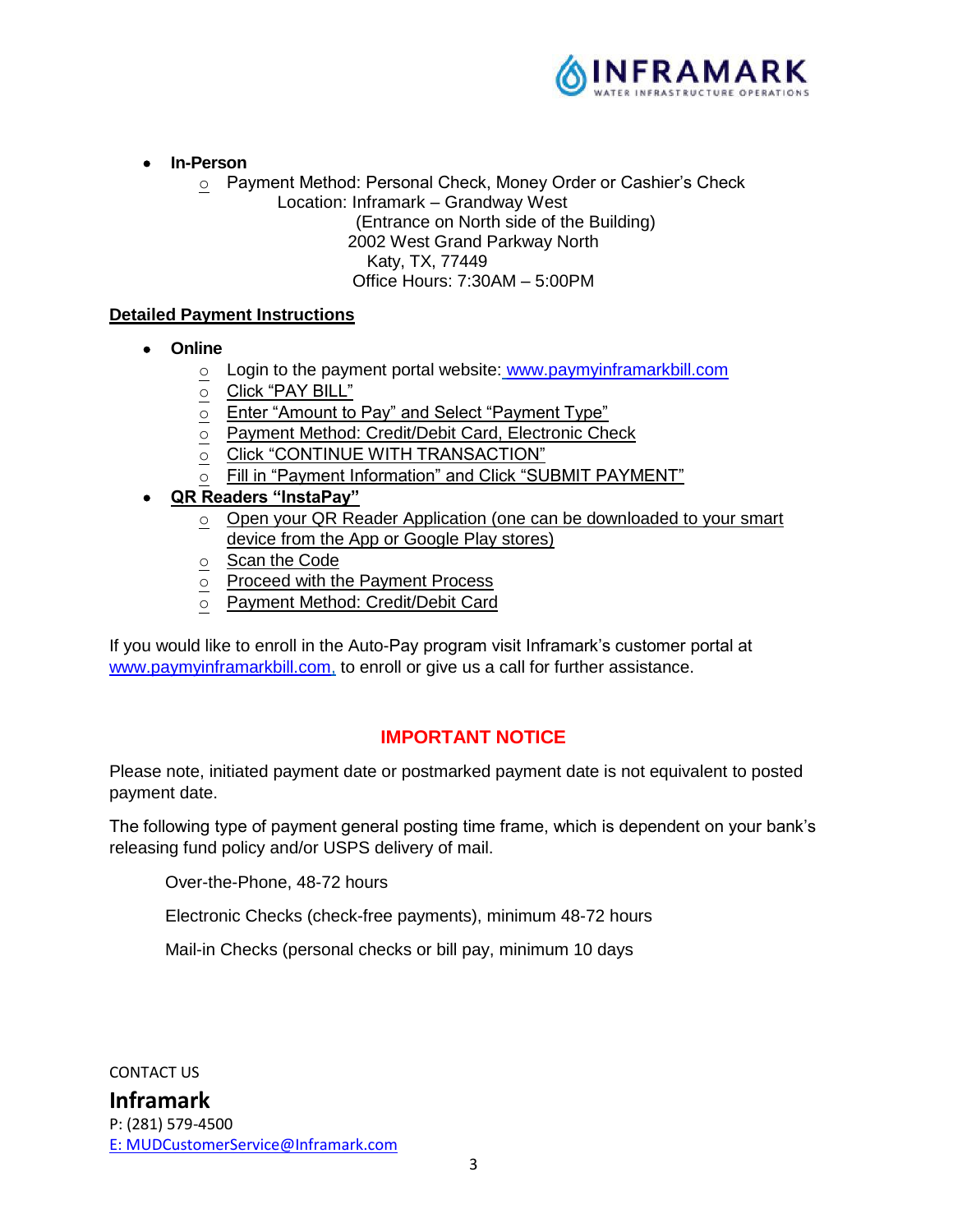- **In-Person**
  - Payment Method: Personal Check, Money Order or Cashier's Check
    Location: Inframark – Grandway West
    (Entrance on North side of the Building)
    2002 West Grand Parkway North
    Katy, TX, 77449
    Office Hours: 7:30AM – 5:00PM

**Detailed Payment Instructions**

- **Online**
  - Login to the payment portal website: www.paymyinframarkbill.com
  - Click "PAY BILL"
  - Enter "Amount to Pay" and Select "Payment Type"
  - Payment Method: Credit/Debit Card, Electronic Check
  - Click "CONTINUE WITH TRANSACTION"
  - Fill in "Payment Information" and Click "SUBMIT PAYMENT"
- **QR Readers "InstaPay"**
  - Open your QR Reader Application (one can be downloaded to your smart device from the App or Google Play stores)
  - Scan the Code
  - Proceed with the Payment Process
  - Payment Method: Credit/Debit Card

If you would like to enroll in the Auto-Pay program visit Inframark's customer portal at www.paymyinframarkbill.com, to enroll or give us a call for further assistance.

## IMPORTANT NOTICE

Please note, initiated payment date or postmarked payment date is not equivalent to posted payment date.

The following type of payment general posting time frame, which is dependent on your bank's releasing fund policy and/or USPS delivery of mail.

Over-the-Phone, 48-72 hours

Electronic Checks (check-free payments), minimum 48-72 hours

Mail-in Checks (personal checks or bill pay, minimum 10 days

CONTACT US

**Inframark**

P: (281) 579-4500

E: MUDCustomerService@Inframark.com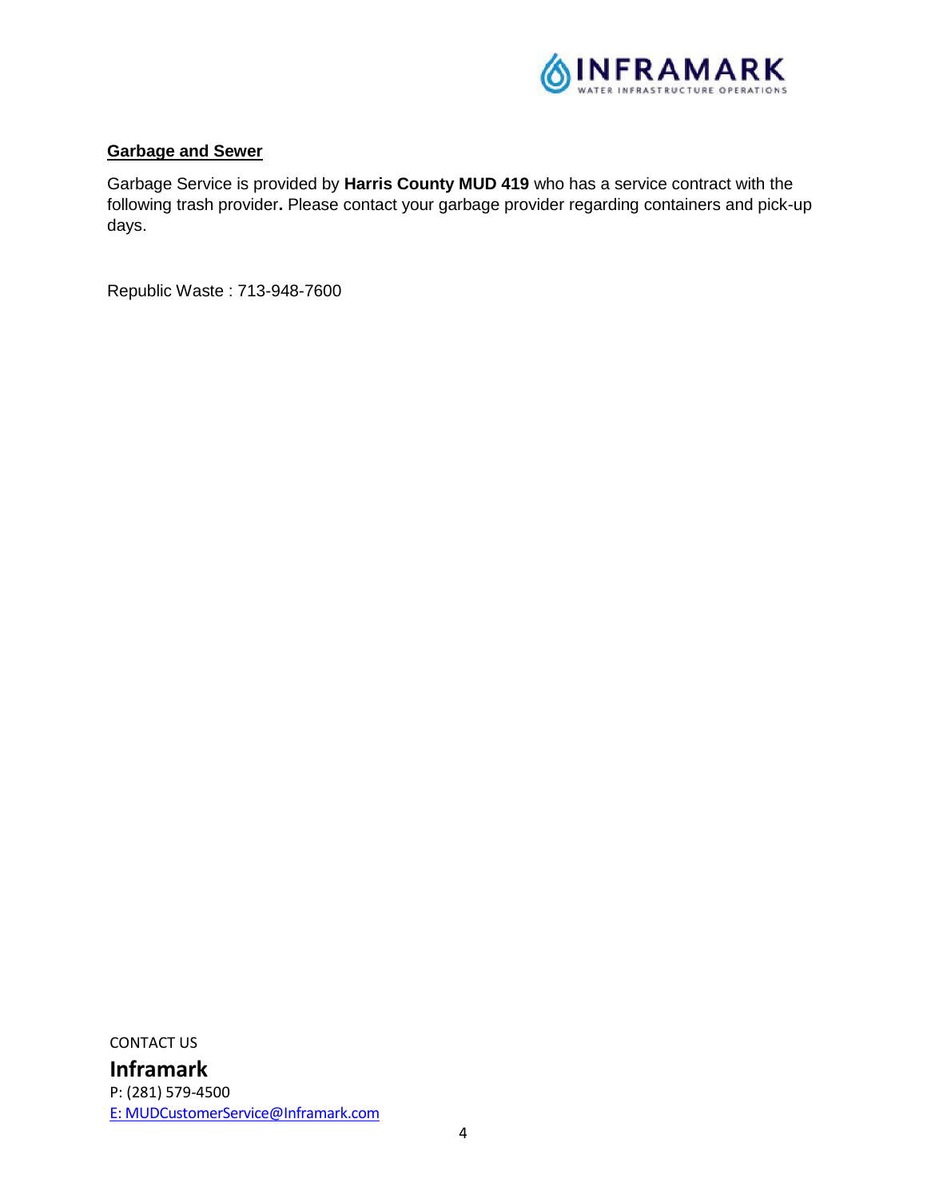## Garbage and Sewer

Garbage Service is provided by **Harris County MUD 419** who has a service contract with the following trash provider**.** Please contact your garbage provider regarding containers and pick-up days.

Republic Waste : 713-948-7600

CONTACT US

**Inframark**

P: (281) 579-4500

E: MUDCustomerService@Inframark.com